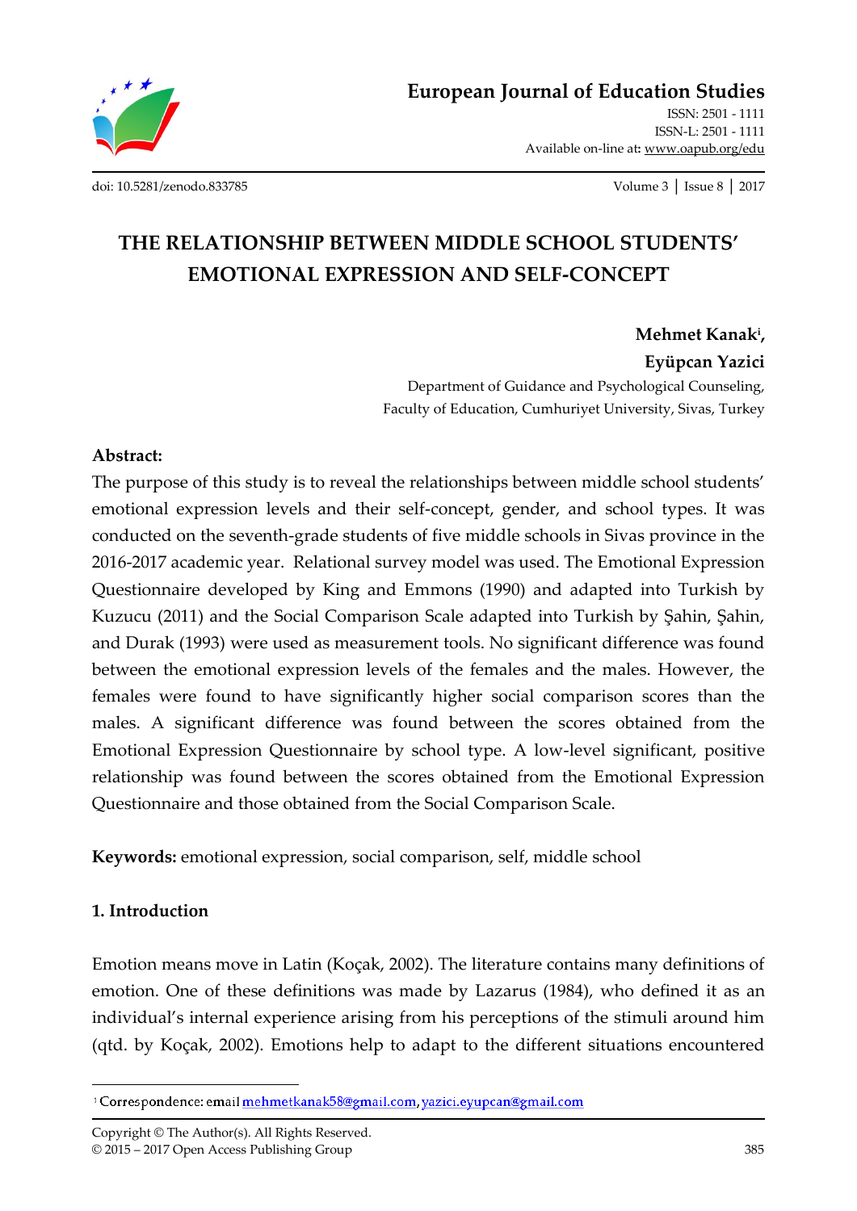# THE RELATIONSHIP BETWEEN MIDDLE SCHOOL STUDENTS' EMOTIONAL EXPRESSION AND SELF-CONCEPT

**Mehmet Kanak**[i]**,**
**Eyüpcan Yazici**

Department of Guidance and Psychological Counseling,
Faculty of Education, Cumhuriyet University, Sivas, Turkey

**Abstract:**

The purpose of this study is to reveal the relationships between middle school students' emotional expression levels and their self-concept, gender, and school types. It was conducted on the seventh-grade students of five middle schools in Sivas province in the 2016-2017 academic year. Relational survey model was used. The Emotional Expression Questionnaire developed by King and Emmons (1990) and adapted into Turkish by Kuzucu (2011) and the Social Comparison Scale adapted into Turkish by Şahin, Şahin, and Durak (1993) were used as measurement tools. No significant difference was found between the emotional expression levels of the females and the males. However, the females were found to have significantly higher social comparison scores than the males. A significant difference was found between the scores obtained from the Emotional Expression Questionnaire by school type. A low-level significant, positive relationship was found between the scores obtained from the Emotional Expression Questionnaire and those obtained from the Social Comparison Scale.

**Keywords:** emotional expression, social comparison, self, middle school

## 1. Introduction

Emotion means move in Latin (Koçak, 2002). The literature contains many definitions of emotion. One of these definitions was made by Lazarus (1984), who defined it as an individual's internal experience arising from his perceptions of the stimuli around him (qtd. by Koçak, 2002). Emotions help to adapt to the different situations encountered

---

[i] Correspondence: email mehmetkanak58@gmail.com, yazici.eyupcan@gmail.com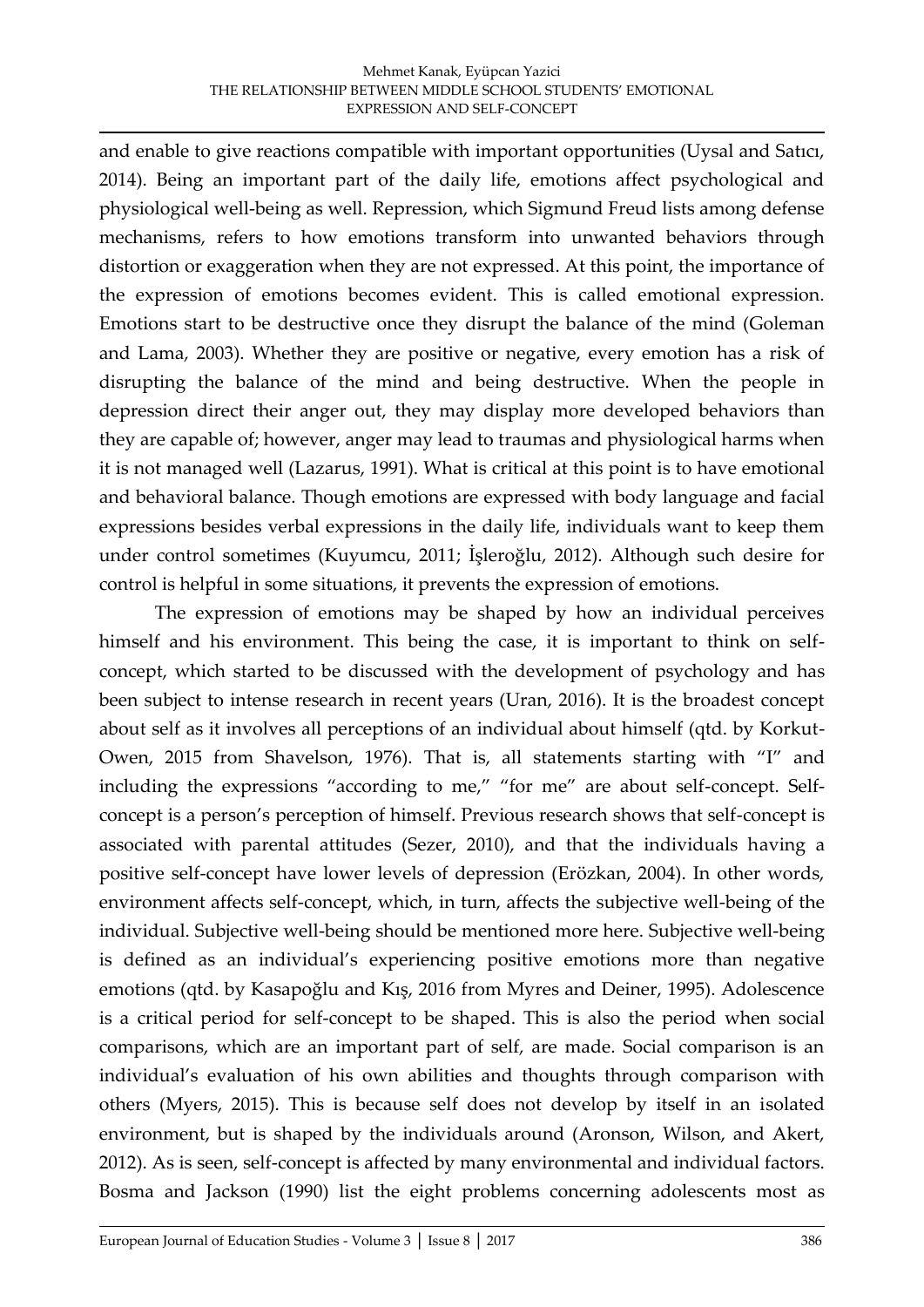and enable to give reactions compatible with important opportunities (Uysal and Satıcı, 2014). Being an important part of the daily life, emotions affect psychological and physiological well-being as well. Repression, which Sigmund Freud lists among defense mechanisms, refers to how emotions transform into unwanted behaviors through distortion or exaggeration when they are not expressed. At this point, the importance of the expression of emotions becomes evident. This is called emotional expression. Emotions start to be destructive once they disrupt the balance of the mind (Goleman and Lama, 2003). Whether they are positive or negative, every emotion has a risk of disrupting the balance of the mind and being destructive. When the people in depression direct their anger out, they may display more developed behaviors than they are capable of; however, anger may lead to traumas and physiological harms when it is not managed well (Lazarus, 1991). What is critical at this point is to have emotional and behavioral balance. Though emotions are expressed with body language and facial expressions besides verbal expressions in the daily life, individuals want to keep them under control sometimes (Kuyumcu, 2011; İşleroğlu, 2012). Although such desire for control is helpful in some situations, it prevents the expression of emotions.

The expression of emotions may be shaped by how an individual perceives himself and his environment. This being the case, it is important to think on self-concept, which started to be discussed with the development of psychology and has been subject to intense research in recent years (Uran, 2016). It is the broadest concept about self as it involves all perceptions of an individual about himself (qtd. by Korkut-Owen, 2015 from Shavelson, 1976). That is, all statements starting with "I" and including the expressions "according to me," "for me" are about self-concept. Self-concept is a person's perception of himself. Previous research shows that self-concept is associated with parental attitudes (Sezer, 2010), and that the individuals having a positive self-concept have lower levels of depression (Erözkan, 2004). In other words, environment affects self-concept, which, in turn, affects the subjective well-being of the individual. Subjective well-being should be mentioned more here. Subjective well-being is defined as an individual's experiencing positive emotions more than negative emotions (qtd. by Kasapoğlu and Kış, 2016 from Myres and Deiner, 1995). Adolescence is a critical period for self-concept to be shaped. This is also the period when social comparisons, which are an important part of self, are made. Social comparison is an individual's evaluation of his own abilities and thoughts through comparison with others (Myers, 2015). This is because self does not develop by itself in an isolated environment, but is shaped by the individuals around (Aronson, Wilson, and Akert, 2012). As is seen, self-concept is affected by many environmental and individual factors. Bosma and Jackson (1990) list the eight problems concerning adolescents most as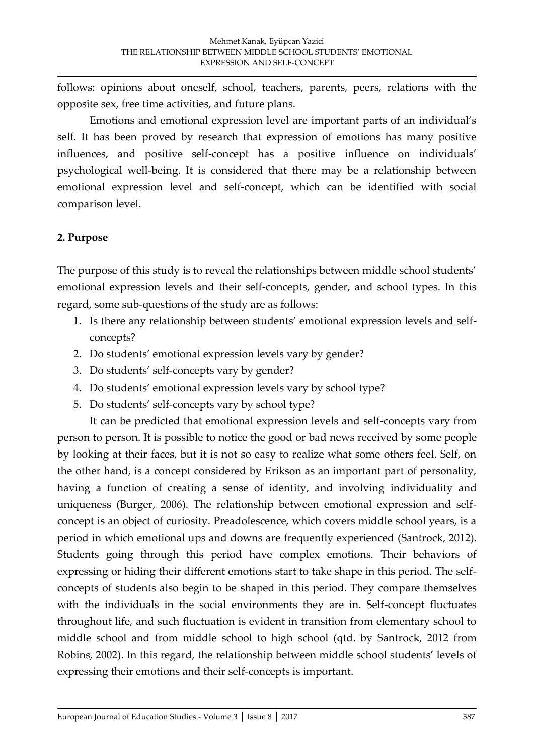follows: opinions about oneself, school, teachers, parents, peers, relations with the opposite sex, free time activities, and future plans.

Emotions and emotional expression level are important parts of an individual's self. It has been proved by research that expression of emotions has many positive influences, and positive self-concept has a positive influence on individuals' psychological well-being. It is considered that there may be a relationship between emotional expression level and self-concept, which can be identified with social comparison level.

## 2. Purpose

The purpose of this study is to reveal the relationships between middle school students' emotional expression levels and their self-concepts, gender, and school types. In this regard, some sub-questions of the study are as follows:

1. Is there any relationship between students' emotional expression levels and self-concepts?
2. Do students' emotional expression levels vary by gender?
3. Do students' self-concepts vary by gender?
4. Do students' emotional expression levels vary by school type?
5. Do students' self-concepts vary by school type?

It can be predicted that emotional expression levels and self-concepts vary from person to person. It is possible to notice the good or bad news received by some people by looking at their faces, but it is not so easy to realize what some others feel. Self, on the other hand, is a concept considered by Erikson as an important part of personality, having a function of creating a sense of identity, and involving individuality and uniqueness (Burger, 2006). The relationship between emotional expression and self-concept is an object of curiosity. Preadolescence, which covers middle school years, is a period in which emotional ups and downs are frequently experienced (Santrock, 2012). Students going through this period have complex emotions. Their behaviors of expressing or hiding their different emotions start to take shape in this period. The self-concepts of students also begin to be shaped in this period. They compare themselves with the individuals in the social environments they are in. Self-concept fluctuates throughout life, and such fluctuation is evident in transition from elementary school to middle school and from middle school to high school (qtd. by Santrock, 2012 from Robins, 2002). In this regard, the relationship between middle school students' levels of expressing their emotions and their self-concepts is important.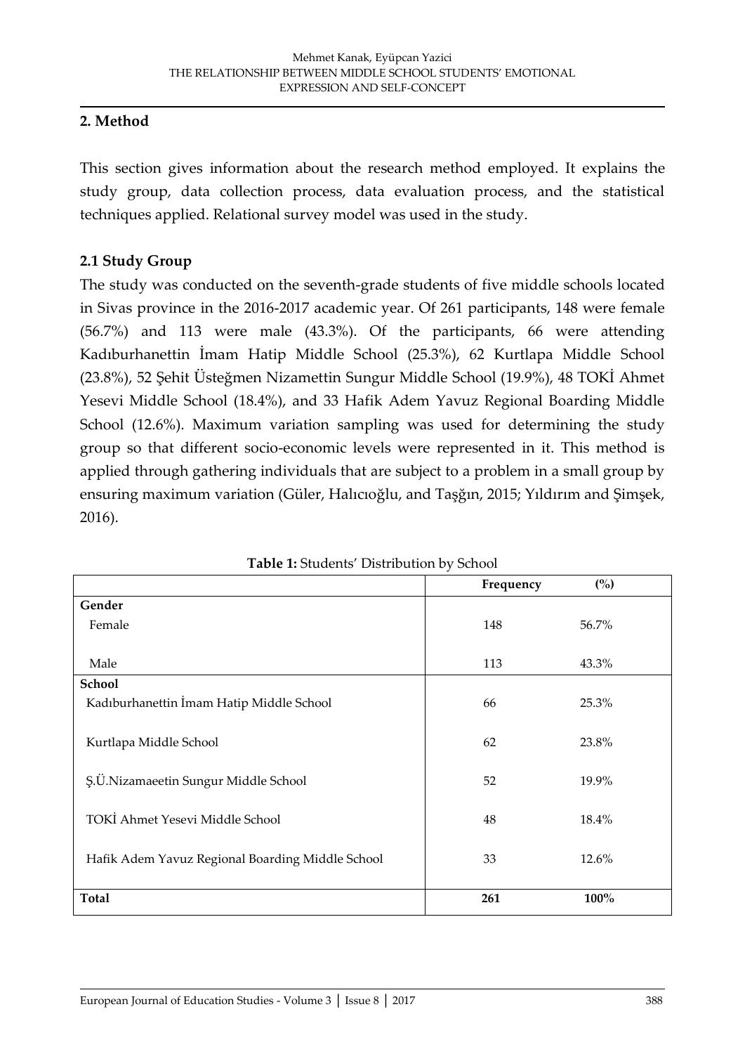## 2. Method

This section gives information about the research method employed. It explains the study group, data collection process, data evaluation process, and the statistical techniques applied. Relational survey model was used in the study.

### 2.1 Study Group

The study was conducted on the seventh-grade students of five middle schools located in Sivas province in the 2016-2017 academic year. Of 261 participants, 148 were female (56.7%) and 113 were male (43.3%). Of the participants, 66 were attending Kadıburhanettin İmam Hatip Middle School (25.3%), 62 Kurtlapa Middle School (23.8%), 52 Şehit Üsteğmen Nizamettin Sungur Middle School (19.9%), 48 TOKİ Ahmet Yesevi Middle School (18.4%), and 33 Hafik Adem Yavuz Regional Boarding Middle School (12.6%). Maximum variation sampling was used for determining the study group so that different socio-economic levels were represented in it. This method is applied through gathering individuals that are subject to a problem in a small group by ensuring maximum variation (Güler, Halıcıoğlu, and Taşğın, 2015; Yıldırım and Şimşek, 2016).

**Table 1:** Students' Distribution by School

| | **Frequency** | **(%)** |
|---|---|---|
| **Gender** | | |
| Female | 148 | 56.7% |
| Male | 113 | 43.3% |
| **School** | | |
| Kadıburhanettin İmam Hatip Middle School | 66 | 25.3% |
| Kurtlapa Middle School | 62 | 23.8% |
| Ş.Ü.Nizamaeetin Sungur Middle School | 52 | 19.9% |
| TOKİ Ahmet Yesevi Middle School | 48 | 18.4% |
| Hafik Adem Yavuz Regional Boarding Middle School | 33 | 12.6% |
| **Total** | **261** | **100%** |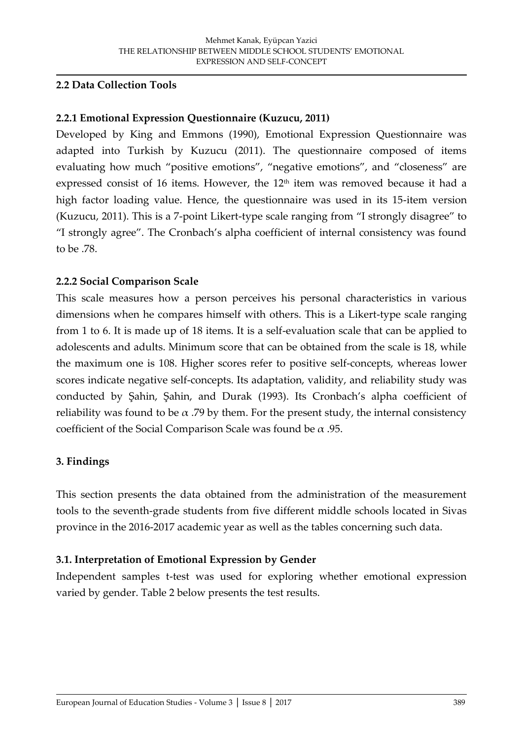### 2.2 Data Collection Tools

#### 2.2.1 Emotional Expression Questionnaire (Kuzucu, 2011)

Developed by King and Emmons (1990), Emotional Expression Questionnaire was adapted into Turkish by Kuzucu (2011). The questionnaire composed of items evaluating how much "positive emotions", "negative emotions", and "closeness" are expressed consist of 16 items. However, the 12th item was removed because it had a high factor loading value. Hence, the questionnaire was used in its 15-item version (Kuzucu, 2011). This is a 7-point Likert-type scale ranging from "I strongly disagree" to "I strongly agree". The Cronbach's alpha coefficient of internal consistency was found to be .78.

#### 2.2.2 Social Comparison Scale

This scale measures how a person perceives his personal characteristics in various dimensions when he compares himself with others. This is a Likert-type scale ranging from 1 to 6. It is made up of 18 items. It is a self-evaluation scale that can be applied to adolescents and adults. Minimum score that can be obtained from the scale is 18, while the maximum one is 108. Higher scores refer to positive self-concepts, whereas lower scores indicate negative self-concepts. Its adaptation, validity, and reliability study was conducted by Şahin, Şahin, and Durak (1993). Its Cronbach's alpha coefficient of reliability was found to be $\alpha$ .79 by them. For the present study, the internal consistency coefficient of the Social Comparison Scale was found be $\alpha$ .95.

## 3. Findings

This section presents the data obtained from the administration of the measurement tools to the seventh-grade students from five different middle schools located in Sivas province in the 2016-2017 academic year as well as the tables concerning such data.

### 3.1. Interpretation of Emotional Expression by Gender

Independent samples t-test was used for exploring whether emotional expression varied by gender. Table 2 below presents the test results.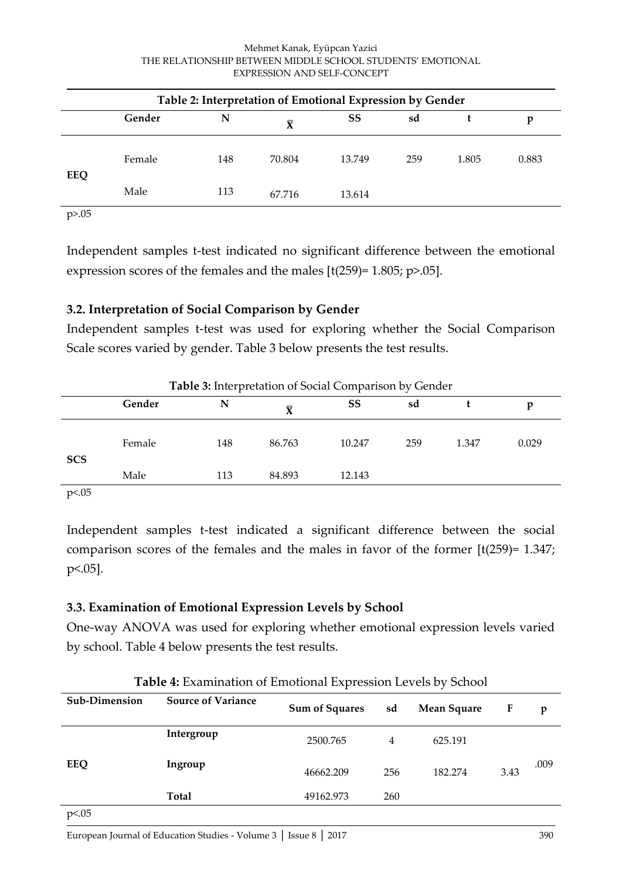**Table 2: Interpretation of Emotional Expression by Gender**

| | Gender | N | $\bar{X}$ | SS | sd | t | p |
|---|---|---|---|---|---|---|---|
| EEQ | Female | 148 | 70.804 | 13.749 | 259 | 1.805 | 0.883 |
| | Male | 113 | 67.716 | 13.614 | | | |

p>.05

Independent samples t-test indicated no significant difference between the emotional expression scores of the females and the males [t(259)= 1.805; p>.05].

### 3.2. Interpretation of Social Comparison by Gender

Independent samples t-test was used for exploring whether the Social Comparison Scale scores varied by gender. Table 3 below presents the test results.

**Table 3:** Interpretation of Social Comparison by Gender

| | Gender | N | $\bar{X}$ | SS | sd | t | p |
|---|---|---|---|---|---|---|---|
| SCS | Female | 148 | 86.763 | 10.247 | 259 | 1.347 | 0.029 |
| | Male | 113 | 84.893 | 12.143 | | | |

p<.05

Independent samples t-test indicated a significant difference between the social comparison scores of the females and the males in favor of the former [t(259)= 1.347; p<.05].

### 3.3. Examination of Emotional Expression Levels by School

One-way ANOVA was used for exploring whether emotional expression levels varied by school. Table 4 below presents the test results.

**Table 4:** Examination of Emotional Expression Levels by School

| Sub-Dimension | Source of Variance | Sum of Squares | sd | Mean Square | F | p |
|---|---|---|---|---|---|---|
| EEQ | Intergroup | 2500.765 | 4 | 625.191 | | |
| | Ingroup | 46662.209 | 256 | 182.274 | 3.43 | .009 |
| | Total | 49162.973 | 260 | | | |

p<.05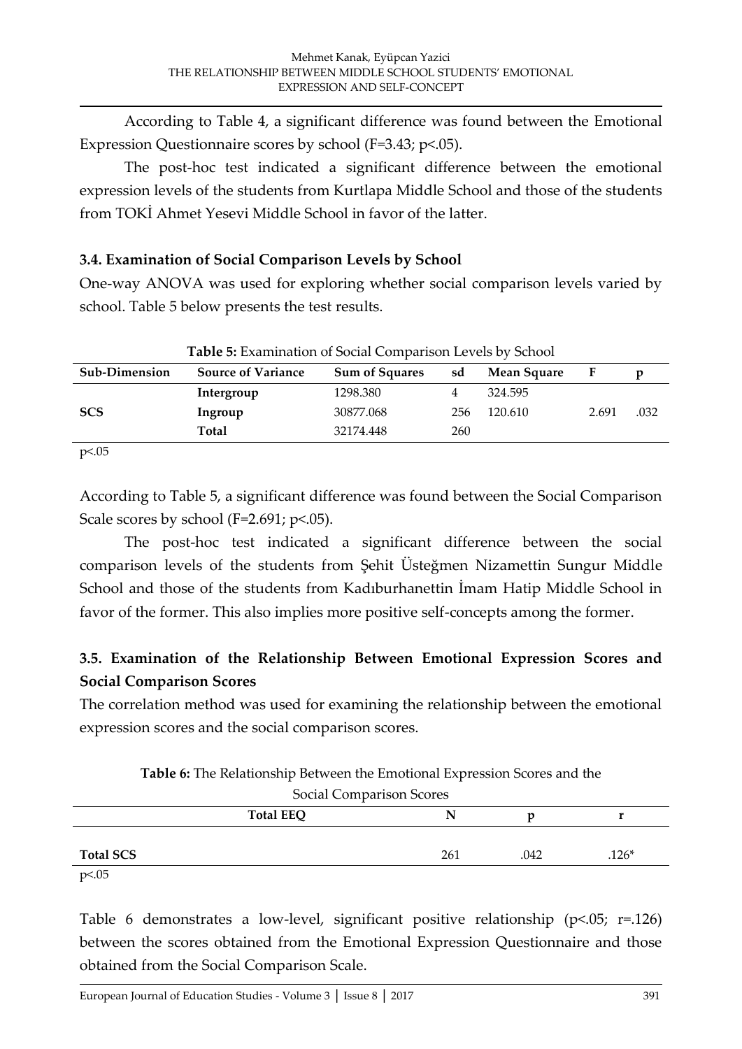According to Table 4, a significant difference was found between the Emotional Expression Questionnaire scores by school ($F=3.43$; $p<.05$).

The post-hoc test indicated a significant difference between the emotional expression levels of the students from Kurtlapa Middle School and those of the students from TOKİ Ahmet Yesevi Middle School in favor of the latter.

### 3.4. Examination of Social Comparison Levels by School

One-way ANOVA was used for exploring whether social comparison levels varied by school. Table 5 below presents the test results.

**Table 5:** Examination of Social Comparison Levels by School

| Sub-Dimension | Source of Variance | Sum of Squares | sd | Mean Square | F | p |
|---|---|---|---|---|---|---|
| | **Intergroup** | 1298.380 | 4 | 324.595 | | |
| **SCS** | **Ingroup** | 30877.068 | 256 | 120.610 | 2.691 | .032 |
| | **Total** | 32174.448 | 260 | | | |

$p<.05$

According to Table 5, a significant difference was found between the Social Comparison Scale scores by school ($F=2.691$; $p<.05$).

The post-hoc test indicated a significant difference between the social comparison levels of the students from Şehit Üsteğmen Nizamettin Sungur Middle School and those of the students from Kadıburhanettin İmam Hatip Middle School in favor of the former. This also implies more positive self-concepts among the former.

### 3.5. Examination of the Relationship Between Emotional Expression Scores and Social Comparison Scores

The correlation method was used for examining the relationship between the emotional expression scores and the social comparison scores.

**Table 6:** The Relationship Between the Emotional Expression Scores and the Social Comparison Scores

| | Total EEQ | N | p | r |
|---|---|---|---|---|
| **Total SCS** | | 261 | .042 | .126* |

$p<.05$

Table 6 demonstrates a low-level, significant positive relationship ($p<.05$; $r=.126$) between the scores obtained from the Emotional Expression Questionnaire and those obtained from the Social Comparison Scale.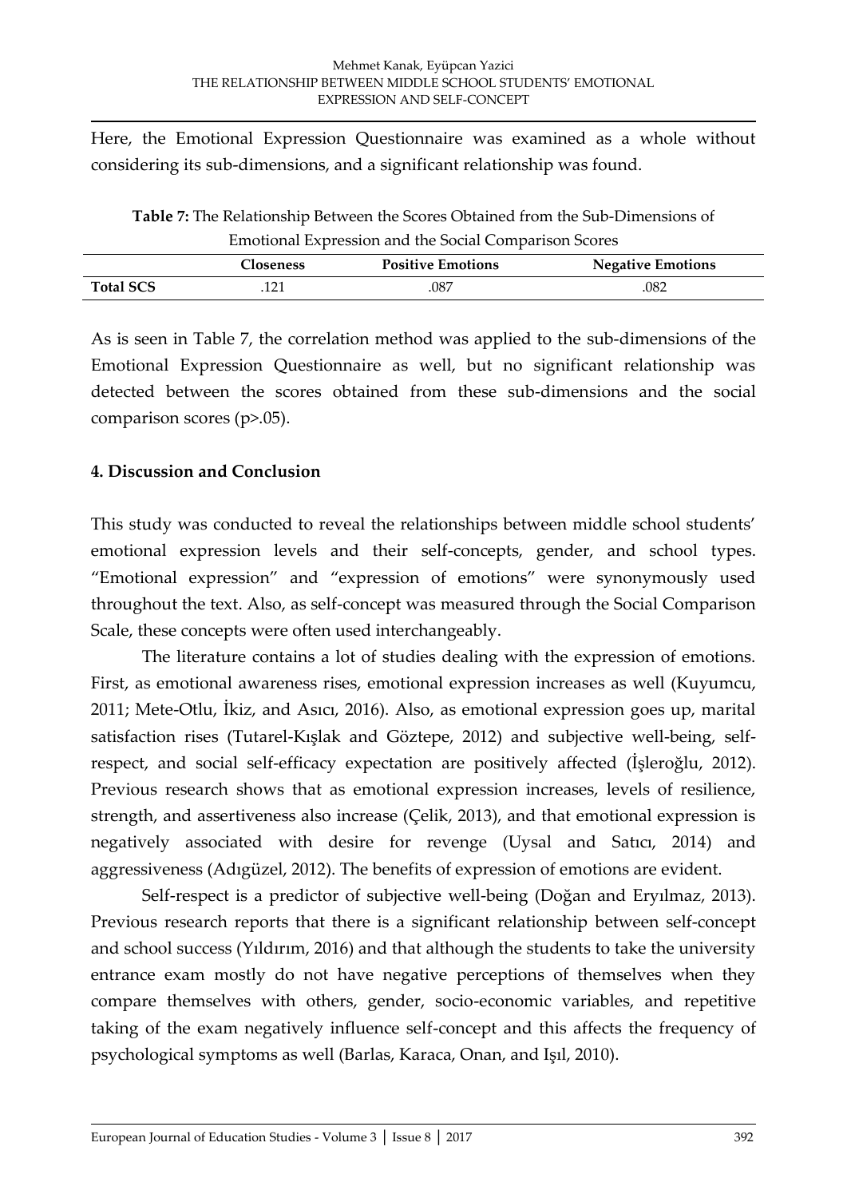Here, the Emotional Expression Questionnaire was examined as a whole without considering its sub-dimensions, and a significant relationship was found.

**Table 7:** The Relationship Between the Scores Obtained from the Sub-Dimensions of Emotional Expression and the Social Comparison Scores

| | Closeness | Positive Emotions | Negative Emotions |
|---|---|---|---|
| **Total SCS** | .121 | .087 | .082 |

As is seen in Table 7, the correlation method was applied to the sub-dimensions of the Emotional Expression Questionnaire as well, but no significant relationship was detected between the scores obtained from these sub-dimensions and the social comparison scores ($p>.05$).

## 4. Discussion and Conclusion

This study was conducted to reveal the relationships between middle school students' emotional expression levels and their self-concepts, gender, and school types. "Emotional expression" and "expression of emotions" were synonymously used throughout the text. Also, as self-concept was measured through the Social Comparison Scale, these concepts were often used interchangeably.

The literature contains a lot of studies dealing with the expression of emotions. First, as emotional awareness rises, emotional expression increases as well (Kuyumcu, 2011; Mete-Otlu, İkiz, and Asıcı, 2016). Also, as emotional expression goes up, marital satisfaction rises (Tutarel-Kışlak and Göztepe, 2012) and subjective well-being, self-respect, and social self-efficacy expectation are positively affected (İşleroğlu, 2012). Previous research shows that as emotional expression increases, levels of resilience, strength, and assertiveness also increase (Çelik, 2013), and that emotional expression is negatively associated with desire for revenge (Uysal and Satıcı, 2014) and aggressiveness (Adıgüzel, 2012). The benefits of expression of emotions are evident.

Self-respect is a predictor of subjective well-being (Doğan and Eryılmaz, 2013). Previous research reports that there is a significant relationship between self-concept and school success (Yıldırım, 2016) and that although the students to take the university entrance exam mostly do not have negative perceptions of themselves when they compare themselves with others, gender, socio-economic variables, and repetitive taking of the exam negatively influence self-concept and this affects the frequency of psychological symptoms as well (Barlas, Karaca, Onan, and Işıl, 2010).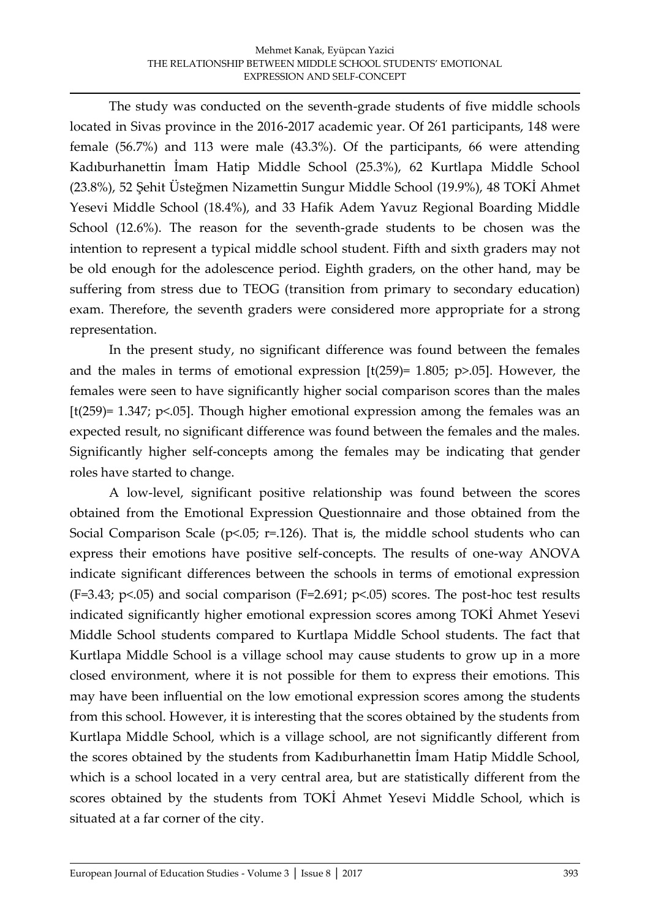The study was conducted on the seventh-grade students of five middle schools located in Sivas province in the 2016-2017 academic year. Of 261 participants, 148 were female (56.7%) and 113 were male (43.3%). Of the participants, 66 were attending Kadıburhanettin İmam Hatip Middle School (25.3%), 62 Kurtlapa Middle School (23.8%), 52 Şehit Üsteğmen Nizamettin Sungur Middle School (19.9%), 48 TOKİ Ahmet Yesevi Middle School (18.4%), and 33 Hafik Adem Yavuz Regional Boarding Middle School (12.6%). The reason for the seventh-grade students to be chosen was the intention to represent a typical middle school student. Fifth and sixth graders may not be old enough for the adolescence period. Eighth graders, on the other hand, may be suffering from stress due to TEOG (transition from primary to secondary education) exam. Therefore, the seventh graders were considered more appropriate for a strong representation.

In the present study, no significant difference was found between the females and the males in terms of emotional expression [$t(259)= 1.805$; $p>.05$]. However, the females were seen to have significantly higher social comparison scores than the males [$t(259)= 1.347$; $p<.05$]. Though higher emotional expression among the females was an expected result, no significant difference was found between the females and the males. Significantly higher self-concepts among the females may be indicating that gender roles have started to change.

A low-level, significant positive relationship was found between the scores obtained from the Emotional Expression Questionnaire and those obtained from the Social Comparison Scale ($p<.05$; $r=.126$). That is, the middle school students who can express their emotions have positive self-concepts. The results of one-way ANOVA indicate significant differences between the schools in terms of emotional expression ($F=3.43$; $p<.05$) and social comparison ($F=2.691$; $p<.05$) scores. The post-hoc test results indicated significantly higher emotional expression scores among TOKİ Ahmet Yesevi Middle School students compared to Kurtlapa Middle School students. The fact that Kurtlapa Middle School is a village school may cause students to grow up in a more closed environment, where it is not possible for them to express their emotions. This may have been influential on the low emotional expression scores among the students from this school. However, it is interesting that the scores obtained by the students from Kurtlapa Middle School, which is a village school, are not significantly different from the scores obtained by the students from Kadıburhanettin İmam Hatip Middle School, which is a school located in a very central area, but are statistically different from the scores obtained by the students from TOKİ Ahmet Yesevi Middle School, which is situated at a far corner of the city.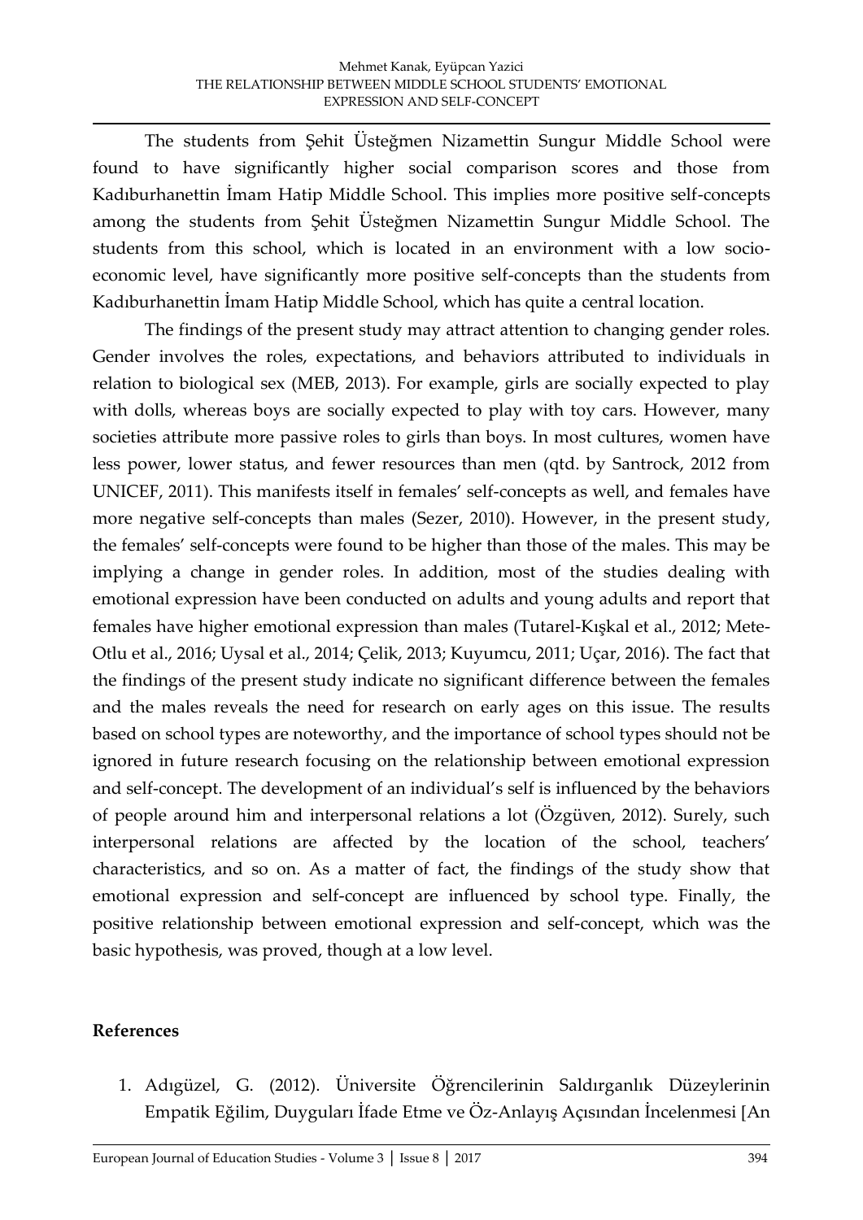The students from Şehit Üsteğmen Nizamettin Sungur Middle School were found to have significantly higher social comparison scores and those from Kadıburhanettin İmam Hatip Middle School. This implies more positive self-concepts among the students from Şehit Üsteğmen Nizamettin Sungur Middle School. The students from this school, which is located in an environment with a low socio-economic level, have significantly more positive self-concepts than the students from Kadıburhanettin İmam Hatip Middle School, which has quite a central location.

The findings of the present study may attract attention to changing gender roles. Gender involves the roles, expectations, and behaviors attributed to individuals in relation to biological sex (MEB, 2013). For example, girls are socially expected to play with dolls, whereas boys are socially expected to play with toy cars. However, many societies attribute more passive roles to girls than boys. In most cultures, women have less power, lower status, and fewer resources than men (qtd. by Santrock, 2012 from UNICEF, 2011). This manifests itself in females' self-concepts as well, and females have more negative self-concepts than males (Sezer, 2010). However, in the present study, the females' self-concepts were found to be higher than those of the males. This may be implying a change in gender roles. In addition, most of the studies dealing with emotional expression have been conducted on adults and young adults and report that females have higher emotional expression than males (Tutarel-Kışkal et al., 2012; Mete-Otlu et al., 2016; Uysal et al., 2014; Çelik, 2013; Kuyumcu, 2011; Uçar, 2016). The fact that the findings of the present study indicate no significant difference between the females and the males reveals the need for research on early ages on this issue. The results based on school types are noteworthy, and the importance of school types should not be ignored in future research focusing on the relationship between emotional expression and self-concept. The development of an individual's self is influenced by the behaviors of people around him and interpersonal relations a lot (Özgüven, 2012). Surely, such interpersonal relations are affected by the location of the school, teachers' characteristics, and so on. As a matter of fact, the findings of the study show that emotional expression and self-concept are influenced by school type. Finally, the positive relationship between emotional expression and self-concept, which was the basic hypothesis, was proved, though at a low level.

## References

1. Adıgüzel, G. (2012). Üniversite Öğrencilerinin Saldırganlık Düzeylerinin Empatik Eğilim, Duyguları İfade Etme ve Öz-Anlayış Açısından İncelenmesi [An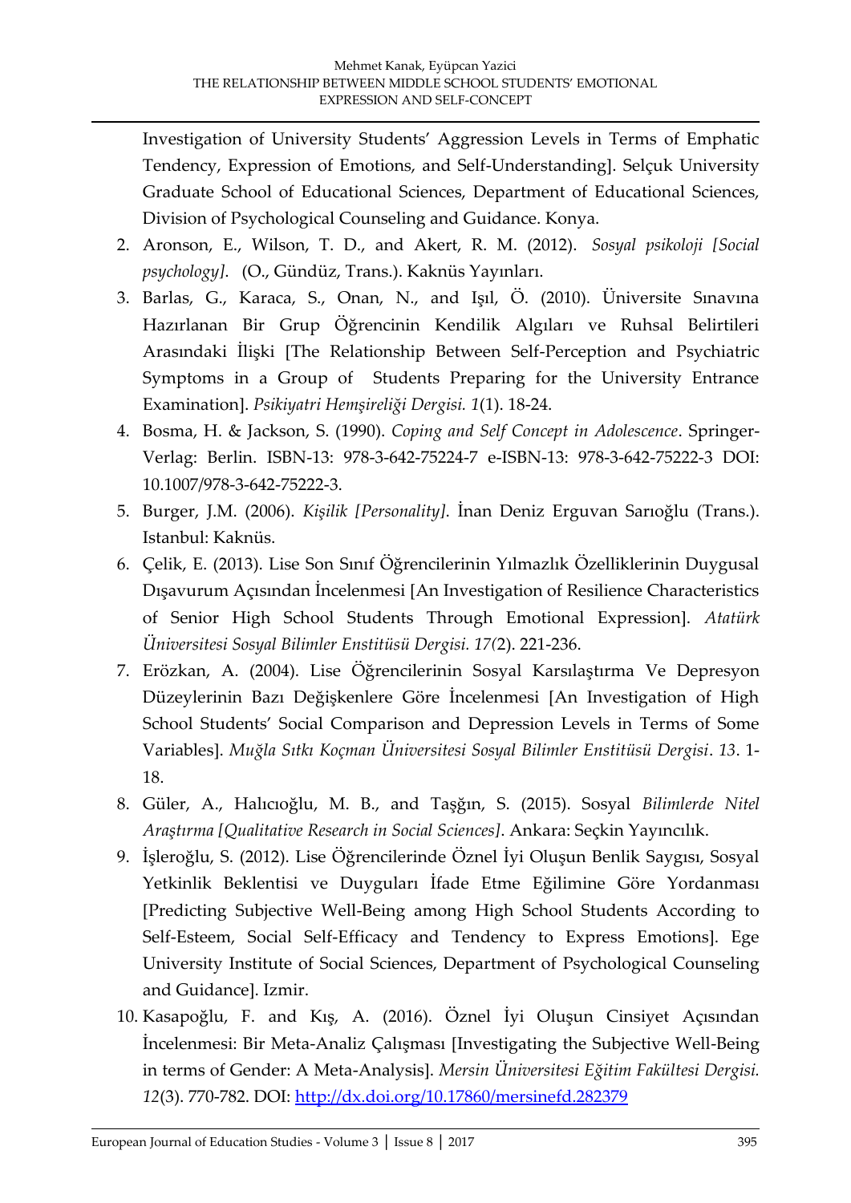Investigation of University Students' Aggression Levels in Terms of Emphatic Tendency, Expression of Emotions, and Self-Understanding]. Selçuk University Graduate School of Educational Sciences, Department of Educational Sciences, Division of Psychological Counseling and Guidance. Konya.

2. Aronson, E., Wilson, T. D., and Akert, R. M. (2012). *Sosyal psikoloji [Social psychology]*. (O., Gündüz, Trans.). Kaknüs Yayınları.
3. Barlas, G., Karaca, S., Onan, N., and Işıl, Ö. (2010). Üniversite Sınavına Hazırlanan Bir Grup Öğrencinin Kendilik Algıları ve Ruhsal Belirtileri Arasındaki İlişki [The Relationship Between Self-Perception and Psychiatric Symptoms in a Group of Students Preparing for the University Entrance Examination]. *Psikiyatri Hemşireliği Dergisi. 1*(1). 18-24.
4. Bosma, H. & Jackson, S. (1990). *Coping and Self Concept in Adolescence*. Springer-Verlag: Berlin. ISBN-13: 978-3-642-75224-7 e-ISBN-13: 978-3-642-75222-3 DOI: 10.1007/978-3-642-75222-3.
5. Burger, J.M. (2006). *Kişilik [Personality]*. İnan Deniz Erguvan Sarıoğlu (Trans.). Istanbul: Kaknüs.
6. Çelik, E. (2013). Lise Son Sınıf Öğrencilerinin Yılmazlık Özelliklerinin Duygusal Dışavurum Açısından İncelenmesi [An Investigation of Resilience Characteristics of Senior High School Students Through Emotional Expression]. *Atatürk Üniversitesi Sosyal Bilimler Enstitüsü Dergisi. 17(*2). 221-236.
7. Erözkan, A. (2004). Lise Öğrencilerinin Sosyal Karsılaştırma Ve Depresyon Düzeylerinin Bazı Değişkenlere Göre İncelenmesi [An Investigation of High School Students' Social Comparison and Depression Levels in Terms of Some Variables]. *Muğla Sıtkı Koçman Üniversitesi Sosyal Bilimler Enstitüsü Dergisi*. *13*. 1-18.
8. Güler, A., Halıcıoğlu, M. B., and Taşğın, S. (2015). Sosyal *Bilimlerde Nitel Araştırma [Qualitative Research in Social Sciences]*. Ankara: Seçkin Yayıncılık.
9. İşleroğlu, S. (2012). Lise Öğrencilerinde Öznel İyi Oluşun Benlik Saygısı, Sosyal Yetkinlik Beklentisi ve Duyguları İfade Etme Eğilimine Göre Yordanması [Predicting Subjective Well-Being among High School Students According to Self-Esteem, Social Self-Efficacy and Tendency to Express Emotions]. Ege University Institute of Social Sciences, Department of Psychological Counseling and Guidance]. Izmir.
10. Kasapoğlu, F. and Kış, A. (2016). Öznel İyi Oluşun Cinsiyet Açısından İncelenmesi: Bir Meta-Analiz Çalışması [Investigating the Subjective Well-Being in terms of Gender: A Meta-Analysis]. *Mersin Üniversitesi Eğitim Fakültesi Dergisi. 12*(3). 770-782. DOI: http://dx.doi.org/10.17860/mersinefd.282379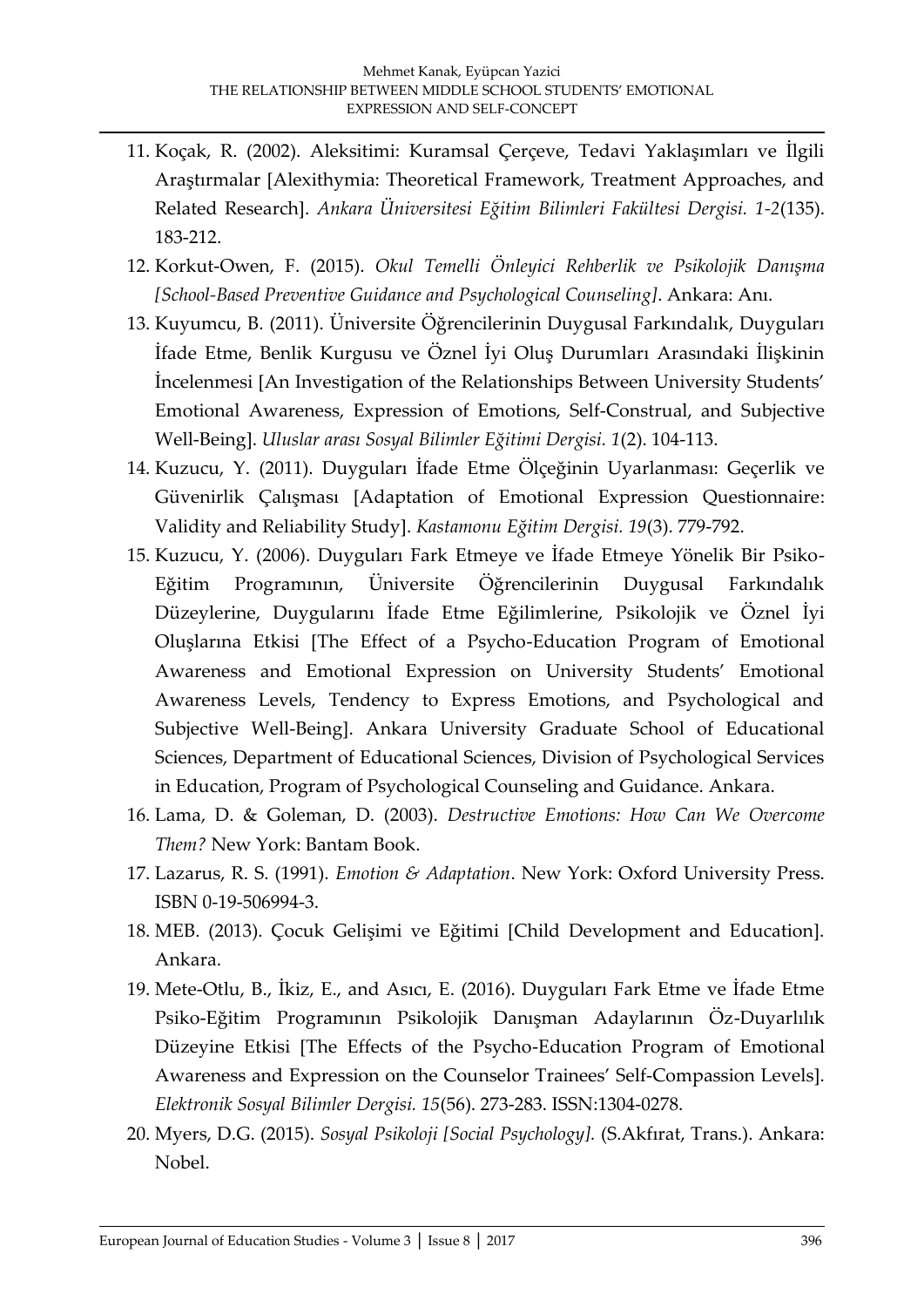11. Koçak, R. (2002). Aleksitimi: Kuramsal Çerçeve, Tedavi Yaklaşımları ve İlgili Araştırmalar [Alexithymia: Theoretical Framework, Treatment Approaches, and Related Research]. *Ankara Üniversitesi Eğitim Bilimleri Fakültesi Dergisi. 1-2*(135). 183-212.
12. Korkut-Owen, F. (2015). *Okul Temelli Önleyici Rehberlik ve Psikolojik Danışma [School-Based Preventive Guidance and Psychological Counseling]*. Ankara: Anı.
13. Kuyumcu, B. (2011). Üniversite Öğrencilerinin Duygusal Farkındalık, Duyguları İfade Etme, Benlik Kurgusu ve Öznel İyi Oluş Durumları Arasındaki İlişkinin İncelenmesi [An Investigation of the Relationships Between University Students' Emotional Awareness, Expression of Emotions, Self-Construal, and Subjective Well-Being]. *Uluslar arası Sosyal Bilimler Eğitimi Dergisi. 1*(2). 104-113.
14. Kuzucu, Y. (2011). Duyguları İfade Etme Ölçeğinin Uyarlanması: Geçerlik ve Güvenirlik Çalışması [Adaptation of Emotional Expression Questionnaire: Validity and Reliability Study]. *Kastamonu Eğitim Dergisi. 19*(3). 779-792.
15. Kuzucu, Y. (2006). Duyguları Fark Etmeye ve İfade Etmeye Yönelik Bir Psiko-Eğitim Programının, Üniversite Öğrencilerinin Duygusal Farkındalık Düzeylerine, Duygularını İfade Etme Eğilimlerine, Psikolojik ve Öznel İyi Oluşlarına Etkisi [The Effect of a Psycho-Education Program of Emotional Awareness and Emotional Expression on University Students' Emotional Awareness Levels, Tendency to Express Emotions, and Psychological and Subjective Well-Being]. Ankara University Graduate School of Educational Sciences, Department of Educational Sciences, Division of Psychological Services in Education, Program of Psychological Counseling and Guidance. Ankara.
16. Lama, D. & Goleman, D. (2003). *Destructive Emotions: How Can We Overcome Them?* New York: Bantam Book.
17. Lazarus, R. S. (1991). *Emotion & Adaptation*. New York: Oxford University Press. ISBN 0-19-506994-3.
18. MEB. (2013). Çocuk Gelişimi ve Eğitimi [Child Development and Education]. Ankara.
19. Mete-Otlu, B., İkiz, E., and Asıcı, E. (2016). Duyguları Fark Etme ve İfade Etme Psiko-Eğitim Programının Psikolojik Danışman Adaylarının Öz-Duyarlılık Düzeyine Etkisi [The Effects of the Psycho-Education Program of Emotional Awareness and Expression on the Counselor Trainees' Self-Compassion Levels]. *Elektronik Sosyal Bilimler Dergisi. 15*(56). 273-283. ISSN:1304-0278.
20. Myers, D.G. (2015). *Sosyal Psikoloji [Social Psychology].* (S.Akfırat, Trans.). Ankara: Nobel.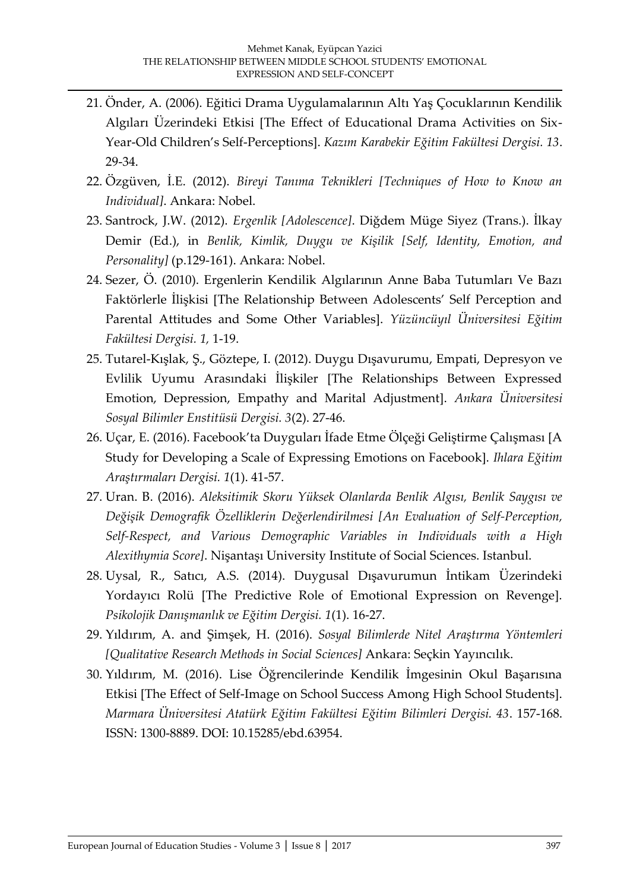21. Önder, A. (2006). Eğitici Drama Uygulamalarının Altı Yaş Çocuklarının Kendilik Algıları Üzerindeki Etkisi [The Effect of Educational Drama Activities on Six-Year-Old Children's Self-Perceptions]. *Kazım Karabekir Eğitim Fakültesi Dergisi. 13*. 29-34.
22. Özgüven, İ.E. (2012). *Bireyi Tanıma Teknikleri [Techniques of How to Know an Individual].* Ankara: Nobel.
23. Santrock, J.W. (2012). *Ergenlik [Adolescence]*. Diğdem Müge Siyez (Trans.). İlkay Demir (Ed.), in *Benlik, Kimlik, Duygu ve Kişilik [Self, Identity, Emotion, and Personality]* (p.129-161). Ankara: Nobel.
24. Sezer, Ö. (2010). Ergenlerin Kendilik Algılarının Anne Baba Tutumları Ve Bazı Faktörlerle İlişkisi [The Relationship Between Adolescents' Self Perception and Parental Attitudes and Some Other Variables]. *Yüzüncüyıl Üniversitesi Eğitim Fakültesi Dergisi. 1,* 1-19.
25. Tutarel-Kışlak, Ş., Göztepe, I. (2012). Duygu Dışavurumu, Empati, Depresyon ve Evlilik Uyumu Arasındaki İlişkiler [The Relationships Between Expressed Emotion, Depression, Empathy and Marital Adjustment]. *Ankara Üniversitesi Sosyal Bilimler Enstitüsü Dergisi. 3*(2). 27-46.
26. Uçar, E. (2016). Facebook'ta Duyguları İfade Etme Ölçeği Geliştirme Çalışması [A Study for Developing a Scale of Expressing Emotions on Facebook]. *Ihlara Eğitim Araştırmaları Dergisi. 1*(1). 41-57.
27. Uran. B. (2016). *Aleksitimik Skoru Yüksek Olanlarda Benlik Algısı, Benlik Saygısı ve Değişik Demografik Özelliklerin Değerlendirilmesi [An Evaluation of Self-Perception, Self-Respect, and Various Demographic Variables in Individuals with a High Alexithymia Score]*. Nişantaşı University Institute of Social Sciences. Istanbul.
28. Uysal, R., Satıcı, A.S. (2014). Duygusal Dışavurumun İntikam Üzerindeki Yordayıcı Rolü [The Predictive Role of Emotional Expression on Revenge]. *Psikolojik Danışmanlık ve Eğitim Dergisi. 1*(1). 16-27.
29. Yıldırım, A. and Şimşek, H. (2016). *Sosyal Bilimlerde Nitel Araştırma Yöntemleri [Qualitative Research Methods in Social Sciences]* Ankara: Seçkin Yayıncılık.
30. Yıldırım, M. (2016). Lise Öğrencilerinde Kendilik İmgesinin Okul Başarısına Etkisi [The Effect of Self-Image on School Success Among High School Students]. *Marmara Üniversitesi Atatürk Eğitim Fakültesi Eğitim Bilimleri Dergisi. 43*. 157-168. ISSN: 1300-8889. DOI: 10.15285/ebd.63954.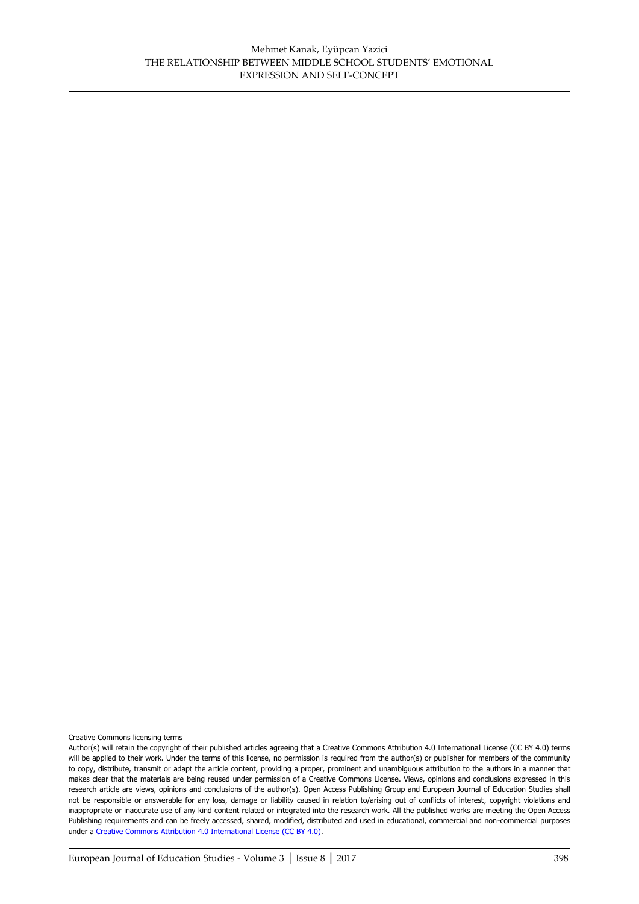Creative Commons licensing terms

Author(s) will retain the copyright of their published articles agreeing that a Creative Commons Attribution 4.0 International License (CC BY 4.0) terms will be applied to their work. Under the terms of this license, no permission is required from the author(s) or publisher for members of the community to copy, distribute, transmit or adapt the article content, providing a proper, prominent and unambiguous attribution to the authors in a manner that makes clear that the materials are being reused under permission of a Creative Commons License. Views, opinions and conclusions expressed in this research article are views, opinions and conclusions of the author(s). Open Access Publishing Group and European Journal of Education Studies shall not be responsible or answerable for any loss, damage or liability caused in relation to/arising out of conflicts of interest, copyright violations and inappropriate or inaccurate use of any kind content related or integrated into the research work. All the published works are meeting the Open Access Publishing requirements and can be freely accessed, shared, modified, distributed and used in educational, commercial and non-commercial purposes under a Creative Commons Attribution 4.0 International License (CC BY 4.0).